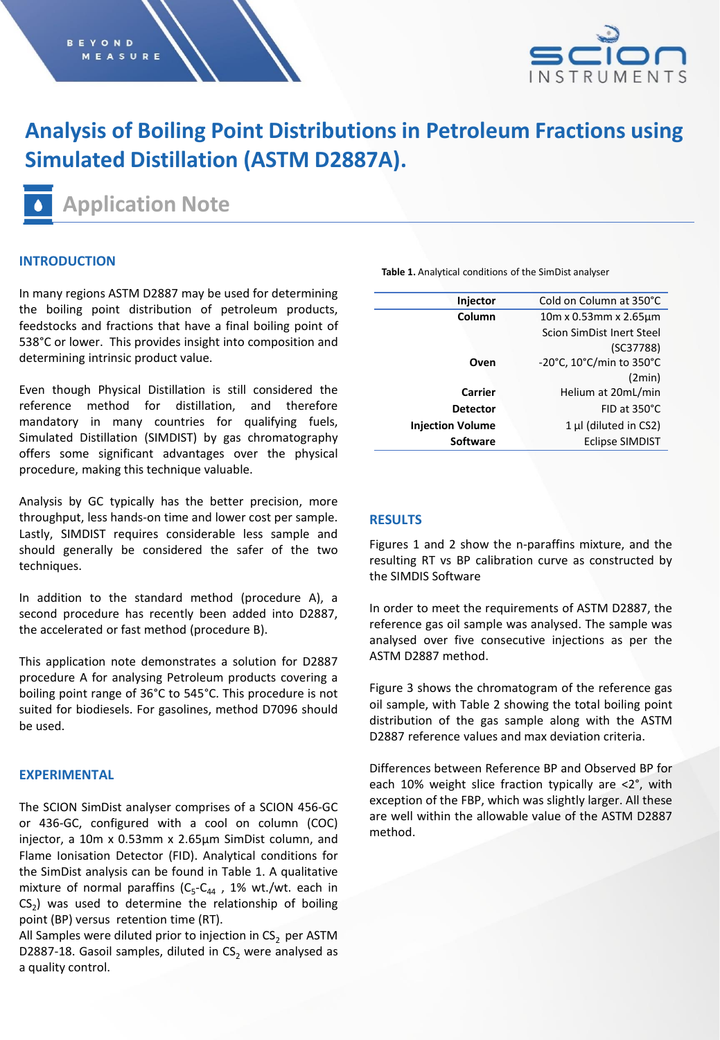# Analysis of Boiling Point Distributions in Petroleum Fractions using Simulated Distillation (ASTM D2887A).

## Application Note

### INTRODUCTION

In many regions ASTM D2887 may be used for determining the boiling point distribution of petroleum products, feedstocks and fractions that have a final boiling point of 538°C or lower. This provides insight into composition and determining intrinsic product value.

Even though Physical Distillation is still considered the reference method for distillation, and therefore mandatory in many countries for qualifying fuels, Simulated Distillation (SIMDIST) by gas chromatography offers some significant advantages over the physical procedure, making this technique valuable.

Analysis by GC typically has the better precision, more throughput, less hands-on time and lower cost per sample. Lastly, SIMDIST requires considerable less sample and should generally be considered the safer of the two techniques.

In addition to the standard method (procedure A), a second procedure has recently been added into D2887, the accelerated or fast method (procedure B).

This application note demonstrates a solution for D2887 procedure A for analysing Petroleum products covering a boiling point range of 36°C to 545°C. This procedure is not suited for biodiesels. For gasolines, method D7096 should be used.

### EXPERIMENTAL

The SCION SimDist analyser comprises of a SCION 456-GC or 436-GC, configured with a cool on column (COC) injector, a 10m x 0.53mm x 2.65µm SimDist column, and Flame Ionisation Detector (FID). Analytical conditions for the SimDist analysis can be found in Table 1. A qualitative mixture of normal paraffins ($C_5$-$C_{44}$ , 1% wt./wt. each in $CS_2$) was used to determine the relationship of boiling point (BP) versus retention time (RT).
All Samples were diluted prior to injection in $CS_2$ per ASTM D2887-18. Gasoil samples, diluted in $CS_2$ were analysed as a quality control.

**Table 1.** Analytical conditions of the SimDist analyser

| | |
|---|---|
| **Injector** | Cold on Column at 350°C |
| **Column** | 10m x 0.53mm x 2.65µm Scion SimDist Inert Steel (SC37788) |
| **Oven** | -20°C, 10°C/min to 350°C (2min) |
| **Carrier** | Helium at 20mL/min |
| **Detector** | FID at 350°C |
| **Injection Volume** | 1 µl (diluted in CS2) |
| **Software** | Eclipse SIMDIST |

### RESULTS

Figures 1 and 2 show the n-paraffins mixture, and the resulting RT vs BP calibration curve as constructed by the SIMDIS Software

In order to meet the requirements of ASTM D2887, the reference gas oil sample was analysed. The sample was analysed over five consecutive injections as per the ASTM D2887 method.

Figure 3 shows the chromatogram of the reference gas oil sample, with Table 2 showing the total boiling point distribution of the gas sample along with the ASTM D2887 reference values and max deviation criteria.

Differences between Reference BP and Observed BP for each 10% weight slice fraction typically are <2°, with exception of the FBP, which was slightly larger. All these are well within the allowable value of the ASTM D2887 method.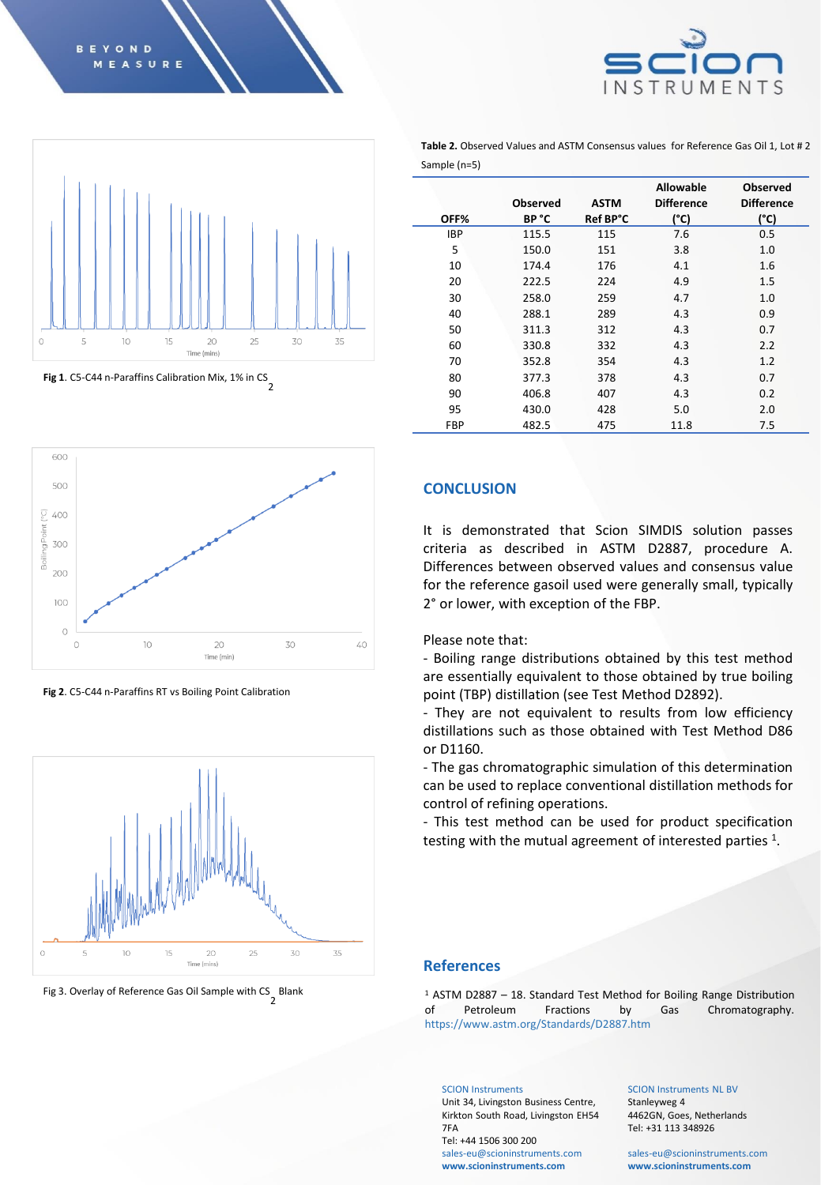0
5
10
15
20
25
30
35
Time (mins)

Fig 1. C5-C44 n-Paraffins Calibration Mix, 1% in $CS_2$

600
500
400
300
200
100
0
Boiling Point (°C)
0
10
20
30
40
Time (min)

Fig 2. C5-C44 n-Paraffins RT vs Boiling Point Calibration

0
5
10
15
20
25
30
35
Time (mins)

Fig 3. Overlay of Reference Gas Oil Sample with $CS_2$ Blank

**Table 2.** Observed Values and ASTM Consensus values for Reference Gas Oil 1, Lot # 2 Sample (n=5)

| OFF% | Observed BP °C | ASTM Ref BP°C | Allowable Difference (°C) | Observed Difference (°C) |
|---|---|---|---|---|
| IBP | 115.5 | 115 | 7.6 | 0.5 |
| 5 | 150.0 | 151 | 3.8 | 1.0 |
| 10 | 174.4 | 176 | 4.1 | 1.6 |
| 20 | 222.5 | 224 | 4.9 | 1.5 |
| 30 | 258.0 | 259 | 4.7 | 1.0 |
| 40 | 288.1 | 289 | 4.3 | 0.9 |
| 50 | 311.3 | 312 | 4.3 | 0.7 |
| 60 | 330.8 | 332 | 4.3 | 2.2 |
| 70 | 352.8 | 354 | 4.3 | 1.2 |
| 80 | 377.3 | 378 | 4.3 | 0.7 |
| 90 | 406.8 | 407 | 4.3 | 0.2 |
| 95 | 430.0 | 428 | 5.0 | 2.0 |
| FBP | 482.5 | 475 | 11.8 | 7.5 |

## CONCLUSION

It is demonstrated that Scion SIMDIS solution passes criteria as described in ASTM D2887, procedure A. Differences between observed values and consensus value for the reference gasoil used were generally small, typically 2° or lower, with exception of the FBP.

Please note that:

- Boiling range distributions obtained by this test method are essentially equivalent to those obtained by true boiling point (TBP) distillation (see Test Method D2892).
- They are not equivalent to results from low efficiency distillations such as those obtained with Test Method D86 or D1160.
- The gas chromatographic simulation of this determination can be used to replace conventional distillation methods for control of refining operations.
- This test method can be used for product specification testing with the mutual agreement of interested parties [1].

## References

[1] ASTM D2887 – 18. Standard Test Method for Boiling Range Distribution of Petroleum Fractions by Gas Chromatography. https://www.astm.org/Standards/D2887.htm

SCION Instruments
Unit 34, Livingston Business Centre, Kirkton South Road, Livingston EH54 7FA
Tel: +44 1506 300 200
sales-eu@scioninstruments.com
**www.scioninstruments.com**

SCION Instruments NL BV
Stanleyweg 4
4462GN, Goes, Netherlands
Tel: +31 113 348926
sales-eu@scioninstruments.com
**www.scioninstruments.com**